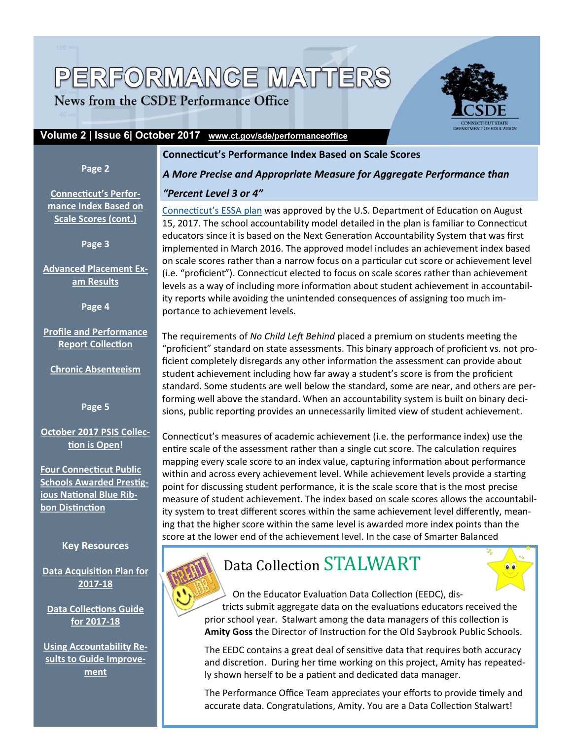# PERFORMANCE MATTERS

News from the CSDE Performance Office

**Volume 2 | Issue 6| October 2017** www.ct.gov/sde/performanceoffice

**Page 2**

Connecticut's Performance Index Based on Scale Scores (cont.)

**Page 3**

Advanced Placement Exam Results

**Page 4**

Profile and Performance Report Collection

Chronic Absenteeism

**Page 5**

October 2017 PSIS Collection is Open!

Four Connecticut Public Schools Awarded Prestigious National Blue Ribbon Distinction

**Key Resources**

Data Acquisition Plan for 2017-18

Data Collections Guide for 2017-18

Using Accountability Results to Guide Improvement

## Connecticut's Performance Index Based on Scale Scores

### *A More Precise and Appropriate Measure for Aggregate Performance than "Percent Level 3 or 4"*

Connecticut's ESSA plan was approved by the U.S. Department of Education on August 15, 2017. The school accountability model detailed in the plan is familiar to Connecticut educators since it is based on the Next Generation Accountability System that was first implemented in March 2016. The approved model includes an achievement index based on scale scores rather than a narrow focus on a particular cut score or achievement level (i.e. "proficient"). Connecticut elected to focus on scale scores rather than achievement levels as a way of including more information about student achievement in accountability reports while avoiding the unintended consequences of assigning too much importance to achievement levels.

The requirements of *No Child Left Behind* placed a premium on students meeting the "proficient" standard on state assessments. This binary approach of proficient vs. not proficient completely disregards any other information the assessment can provide about student achievement including how far away a student's score is from the proficient standard. Some students are well below the standard, some are near, and others are performing well above the standard. When an accountability system is built on binary decisions, public reporting provides an unnecessarily limited view of student achievement.

Connecticut's measures of academic achievement (i.e. the performance index) use the entire scale of the assessment rather than a single cut score. The calculation requires mapping every scale score to an index value, capturing information about performance within and across every achievement level. While achievement levels provide a starting point for discussing student performance, it is the scale score that is the most precise measure of student achievement. The index based on scale scores allows the accountability system to treat different scores within the same achievement level differently, meaning that the higher score within the same level is awarded more index points than the score at the lower end of the achievement level. In the case of Smarter Balanced

## Data Collection STALWART

On the Educator Evaluation Data Collection (EEDC), districts submit aggregate data on the evaluations educators received the prior school year. Stalwart among the data managers of this collection is **Amity Goss** the Director of Instruction for the Old Saybrook Public Schools.

The EEDC contains a great deal of sensitive data that requires both accuracy and discretion. During her time working on this project, Amity has repeatedly shown herself to be a patient and dedicated data manager.

The Performance Office Team appreciates your efforts to provide timely and accurate data. Congratulations, Amity. You are a Data Collection Stalwart!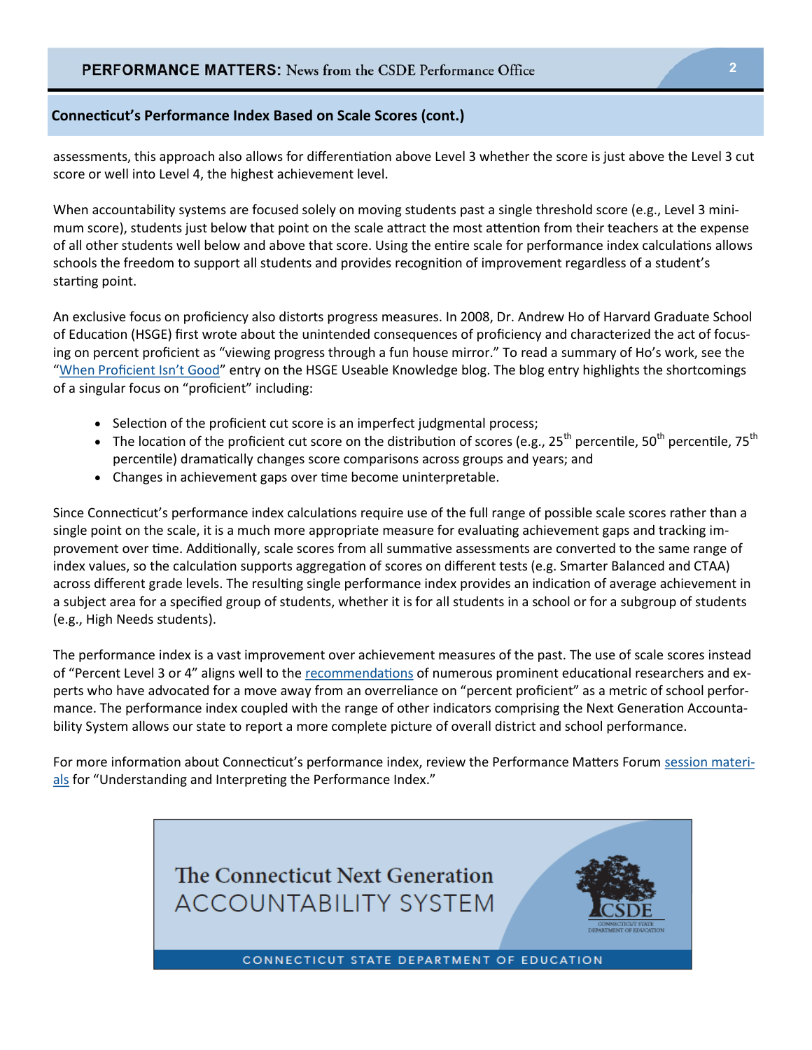## Connecticut's Performance Index Based on Scale Scores (cont.)

assessments, this approach also allows for differentiation above Level 3 whether the score is just above the Level 3 cut score or well into Level 4, the highest achievement level.

When accountability systems are focused solely on moving students past a single threshold score (e.g., Level 3 minimum score), students just below that point on the scale attract the most attention from their teachers at the expense of all other students well below and above that score. Using the entire scale for performance index calculations allows schools the freedom to support all students and provides recognition of improvement regardless of a student's starting point.

An exclusive focus on proficiency also distorts progress measures. In 2008, Dr. Andrew Ho of Harvard Graduate School of Education (HSGE) first wrote about the unintended consequences of proficiency and characterized the act of focusing on percent proficient as "viewing progress through a fun house mirror." To read a summary of Ho's work, see the "When Proficient Isn't Good" entry on the HSGE Useable Knowledge blog. The blog entry highlights the shortcomings of a singular focus on "proficient" including:

- Selection of the proficient cut score is an imperfect judgmental process;
- The location of the proficient cut score on the distribution of scores (e.g., 25th percentile, 50th percentile, 75th percentile) dramatically changes score comparisons across groups and years; and
- Changes in achievement gaps over time become uninterpretable.

Since Connecticut's performance index calculations require use of the full range of possible scale scores rather than a single point on the scale, it is a much more appropriate measure for evaluating achievement gaps and tracking improvement over time. Additionally, scale scores from all summative assessments are converted to the same range of index values, so the calculation supports aggregation of scores on different tests (e.g. Smarter Balanced and CTAA) across different grade levels. The resulting single performance index provides an indication of average achievement in a subject area for a specified group of students, whether it is for all students in a school or for a subgroup of students (e.g., High Needs students).

The performance index is a vast improvement over achievement measures of the past. The use of scale scores instead of "Percent Level 3 or 4" aligns well to the recommendations of numerous prominent educational researchers and experts who have advocated for a move away from an overreliance on "percent proficient" as a metric of school performance. The performance index coupled with the range of other indicators comprising the Next Generation Accountability System allows our state to report a more complete picture of overall district and school performance.

For more information about Connecticut's performance index, review the Performance Matters Forum session materials for "Understanding and Interpreting the Performance Index."

The Connecticut Next Generation ACCOUNTABILITY SYSTEM

CSDE — CONNECTICUT STATE DEPARTMENT OF EDUCATION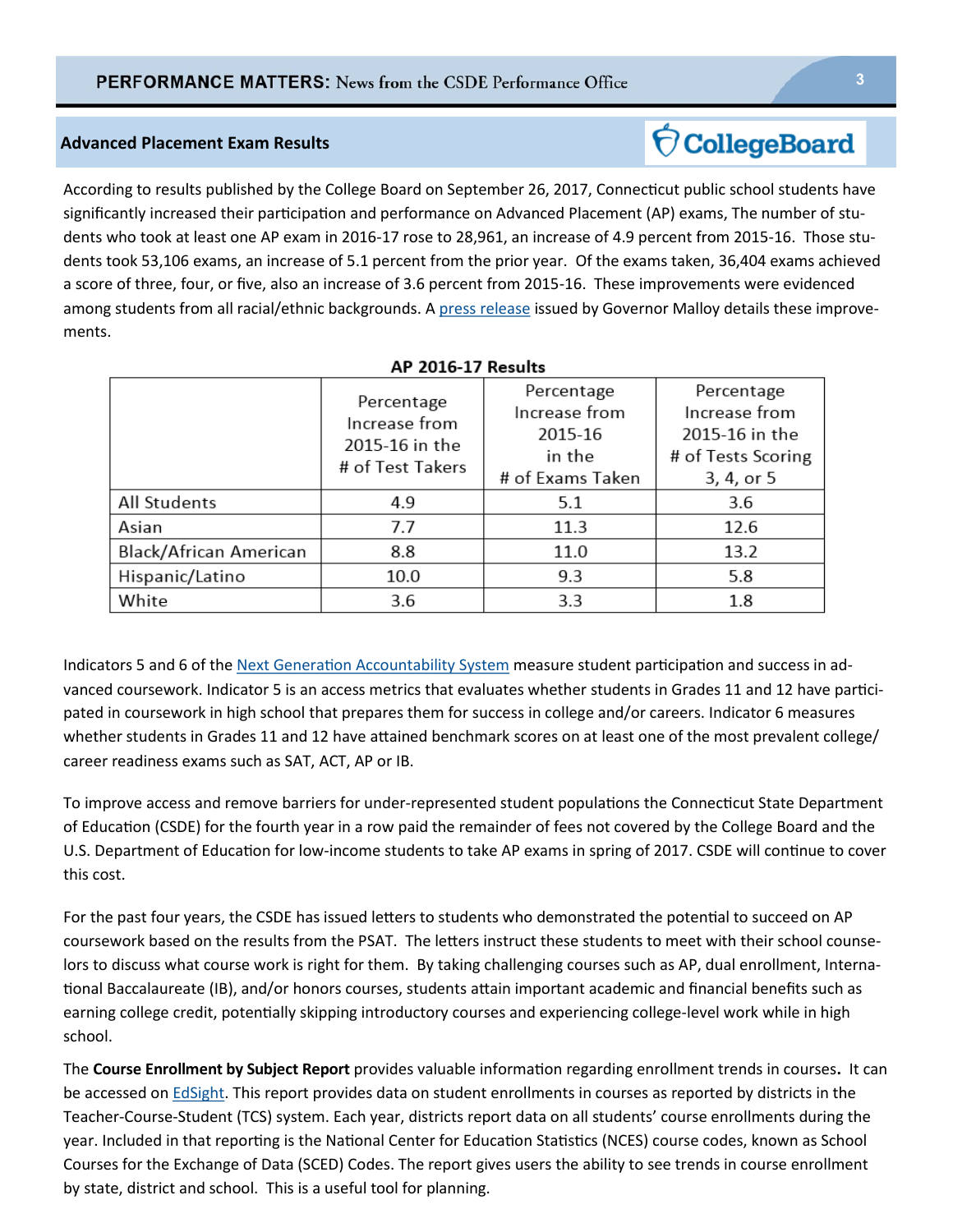## Advanced Placement Exam Results

According to results published by the College Board on September 26, 2017, Connecticut public school students have significantly increased their participation and performance on Advanced Placement (AP) exams, The number of students who took at least one AP exam in 2016-17 rose to 28,961, an increase of 4.9 percent from 2015-16. Those students took 53,106 exams, an increase of 5.1 percent from the prior year. Of the exams taken, 36,404 exams achieved a score of three, four, or five, also an increase of 3.6 percent from 2015-16. These improvements were evidenced among students from all racial/ethnic backgrounds. A press release issued by Governor Malloy details these improvements.

**AP 2016-17 Results**

| | Percentage Increase from 2015-16 in the # of Test Takers | Percentage Increase from 2015-16 in the # of Exams Taken | Percentage Increase from 2015-16 in the # of Tests Scoring 3, 4, or 5 |
|---|---|---|---|
| All Students | 4.9 | 5.1 | 3.6 |
| Asian | 7.7 | 11.3 | 12.6 |
| Black/African American | 8.8 | 11.0 | 13.2 |
| Hispanic/Latino | 10.0 | 9.3 | 5.8 |
| White | 3.6 | 3.3 | 1.8 |

Indicators 5 and 6 of the Next Generation Accountability System measure student participation and success in advanced coursework. Indicator 5 is an access metrics that evaluates whether students in Grades 11 and 12 have participated in coursework in high school that prepares them for success in college and/or careers. Indicator 6 measures whether students in Grades 11 and 12 have attained benchmark scores on at least one of the most prevalent college/career readiness exams such as SAT, ACT, AP or IB.

To improve access and remove barriers for under-represented student populations the Connecticut State Department of Education (CSDE) for the fourth year in a row paid the remainder of fees not covered by the College Board and the U.S. Department of Education for low-income students to take AP exams in spring of 2017. CSDE will continue to cover this cost.

For the past four years, the CSDE has issued letters to students who demonstrated the potential to succeed on AP coursework based on the results from the PSAT. The letters instruct these students to meet with their school counselors to discuss what course work is right for them. By taking challenging courses such as AP, dual enrollment, International Baccalaureate (IB), and/or honors courses, students attain important academic and financial benefits such as earning college credit, potentially skipping introductory courses and experiencing college-level work while in high school.

The **Course Enrollment by Subject Report** provides valuable information regarding enrollment trends in courses**.** It can be accessed on EdSight. This report provides data on student enrollments in courses as reported by districts in the Teacher-Course-Student (TCS) system. Each year, districts report data on all students' course enrollments during the year. Included in that reporting is the National Center for Education Statistics (NCES) course codes, known as School Courses for the Exchange of Data (SCED) Codes. The report gives users the ability to see trends in course enrollment by state, district and school. This is a useful tool for planning.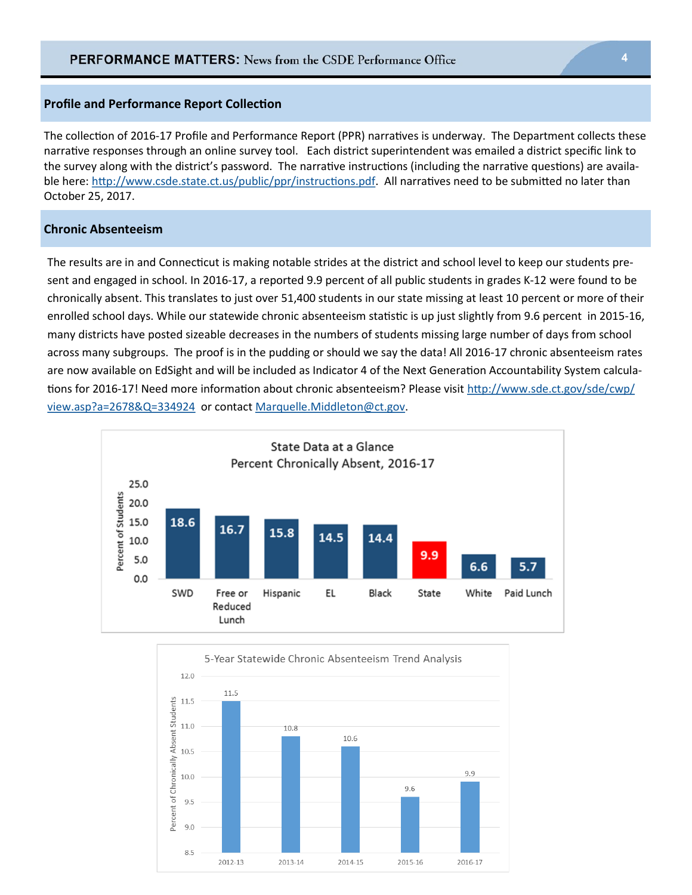## Profile and Performance Report Collection

The collection of 2016-17 Profile and Performance Report (PPR) narratives is underway. The Department collects these narrative responses through an online survey tool. Each district superintendent was emailed a district specific link to the survey along with the district's password. The narrative instructions (including the narrative questions) are available here: http://www.csde.state.ct.us/public/ppr/instructions.pdf. All narratives need to be submitted no later than October 25, 2017.

## Chronic Absenteeism

The results are in and Connecticut is making notable strides at the district and school level to keep our students present and engaged in school. In 2016-17, a reported 9.9 percent of all public students in grades K-12 were found to be chronically absent. This translates to just over 51,400 students in our state missing at least 10 percent or more of their enrolled school days. While our statewide chronic absenteeism statistic is up just slightly from 9.6 percent in 2015-16, many districts have posted sizeable decreases in the numbers of students missing large number of days from school across many subgroups. The proof is in the pudding or should we say the data! All 2016-17 chronic absenteeism rates are now available on EdSight and will be included as Indicator 4 of the Next Generation Accountability System calculations for 2016-17! Need more information about chronic absenteeism? Please visit http://www.sde.ct.gov/sde/cwp/view.asp?a=2678&Q=334924 or contact Marquelle.Middleton@ct.gov.

**State Data at a Glance**
**Percent Chronically Absent, 2016-17**

| Group | Percent of Students |
|---|---|
| SWD | 18.6 |
| Free or Reduced Lunch | 16.7 |
| Hispanic | 15.8 |
| EL | 14.5 |
| Black | 14.4 |
| State | 9.9 |
| White | 6.6 |
| Paid Lunch | 5.7 |

**5-Year Statewide Chronic Absenteeism Trend Analysis**

| Year | Percent of Chronically Absent Students |
|---|---|
| 2012-13 | 11.5 |
| 2013-14 | 10.8 |
| 2014-15 | 10.6 |
| 2015-16 | 9.6 |
| 2016-17 | 9.9 |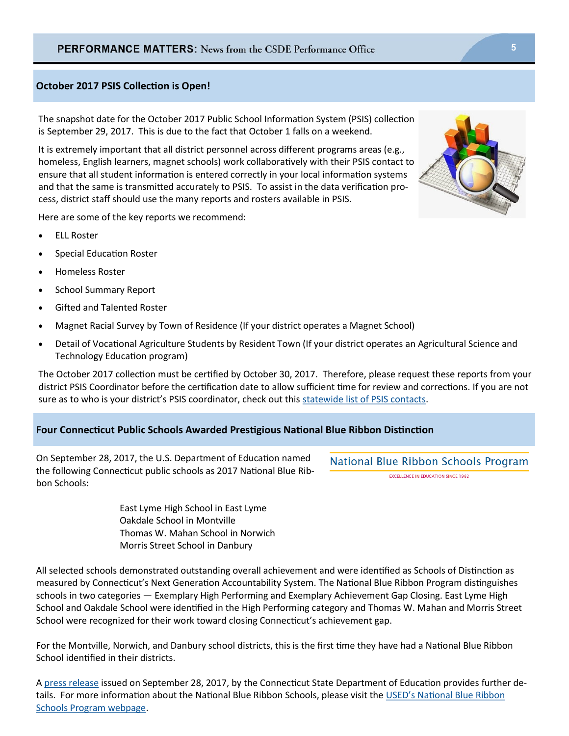## October 2017 PSIS Collection is Open!

The snapshot date for the October 2017 Public School Information System (PSIS) collection is September 29, 2017. This is due to the fact that October 1 falls on a weekend.

It is extremely important that all district personnel across different programs areas (e.g., homeless, English learners, magnet schools) work collaboratively with their PSIS contact to ensure that all student information is entered correctly in your local information systems and that the same is transmitted accurately to PSIS. To assist in the data verification process, district staff should use the many reports and rosters available in PSIS.

Here are some of the key reports we recommend:

- ELL Roster
- Special Education Roster
- Homeless Roster
- School Summary Report
- Gifted and Talented Roster
- Magnet Racial Survey by Town of Residence (If your district operates a Magnet School)
- Detail of Vocational Agriculture Students by Resident Town (If your district operates an Agricultural Science and Technology Education program)

The October 2017 collection must be certified by October 30, 2017. Therefore, please request these reports from your district PSIS Coordinator before the certification date to allow sufficient time for review and corrections. If you are not sure as to who is your district's PSIS coordinator, check out this statewide list of PSIS contacts.

## Four Connecticut Public Schools Awarded Prestigious National Blue Ribbon Distinction

National Blue Ribbon Schools Program
EXCELLENCE IN EDUCATION SINCE 1982

On September 28, 2017, the U.S. Department of Education named the following Connecticut public schools as 2017 National Blue Ribbon Schools:

East Lyme High School in East Lyme
Oakdale School in Montville
Thomas W. Mahan School in Norwich
Morris Street School in Danbury

All selected schools demonstrated outstanding overall achievement and were identified as Schools of Distinction as measured by Connecticut's Next Generation Accountability System. The National Blue Ribbon Program distinguishes schools in two categories — Exemplary High Performing and Exemplary Achievement Gap Closing. East Lyme High School and Oakdale School were identified in the High Performing category and Thomas W. Mahan and Morris Street School were recognized for their work toward closing Connecticut's achievement gap.

For the Montville, Norwich, and Danbury school districts, this is the first time they have had a National Blue Ribbon School identified in their districts.

A press release issued on September 28, 2017, by the Connecticut State Department of Education provides further details. For more information about the National Blue Ribbon Schools, please visit the USED's National Blue Ribbon Schools Program webpage.